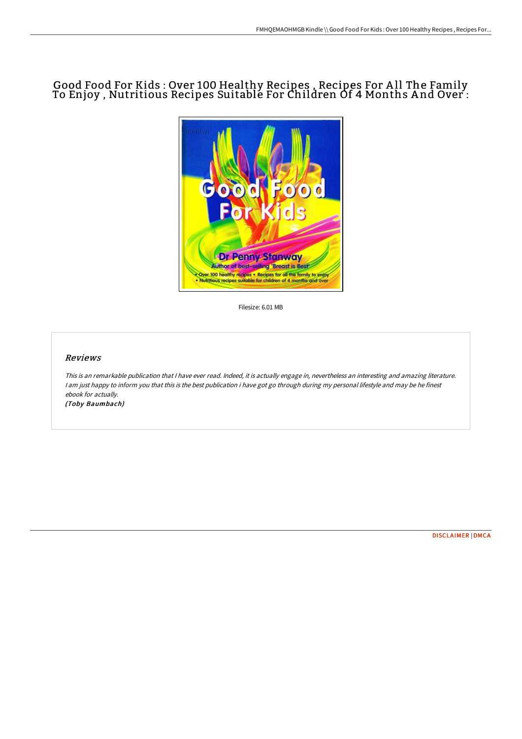# Good Food For Kids : Over 100 Healthy Recipes , Recipes For All The Family To Enjoy , Nutritious Recipes Suitable For Children Of 4 Months And Over :

Filesize: 6.01 MB

## Reviews

*This is an remarkable publication that I have ever read. Indeed, it is actually engage in, nevertheless an interesting and amazing literature. I am just happy to inform you that this is the best publication i have got go through during my personal lifestyle and may be he finest ebook for actually.*

***(Toby Baumbach)***

DISCLAIMER | DMCA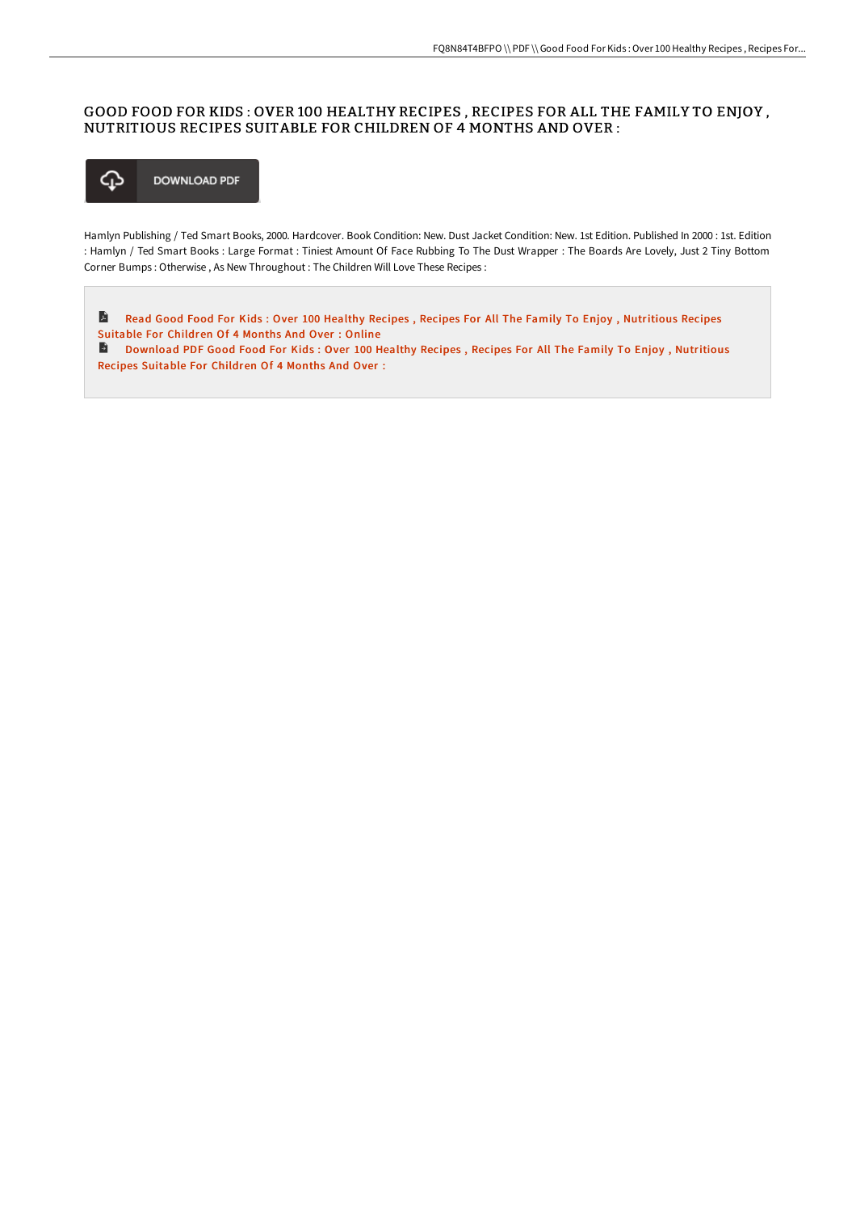# GOOD FOOD FOR KIDS : OVER 100 HEALTHY RECIPES , RECIPES FOR ALL THE FAMILY TO ENJOY , NUTRITIOUS RECIPES SUITABLE FOR CHILDREN OF 4 MONTHS AND OVER :

DOWNLOAD PDF

Hamlyn Publishing / Ted Smart Books, 2000. Hardcover. Book Condition: New. Dust Jacket Condition: New. 1st Edition. Published In 2000 : 1st. Edition : Hamlyn / Ted Smart Books : Large Format : Tiniest Amount Of Face Rubbing To The Dust Wrapper : The Boards Are Lovely, Just 2 Tiny Bottom Corner Bumps : Otherwise , As New Throughout : The Children Will Love These Recipes :

Read Good Food For Kids : Over 100 Healthy Recipes , Recipes For All The Family To Enjoy , Nutritious Recipes Suitable For Children Of 4 Months And Over : Online

Download PDF Good Food For Kids : Over 100 Healthy Recipes , Recipes For All The Family To Enjoy , Nutritious Recipes Suitable For Children Of 4 Months And Over :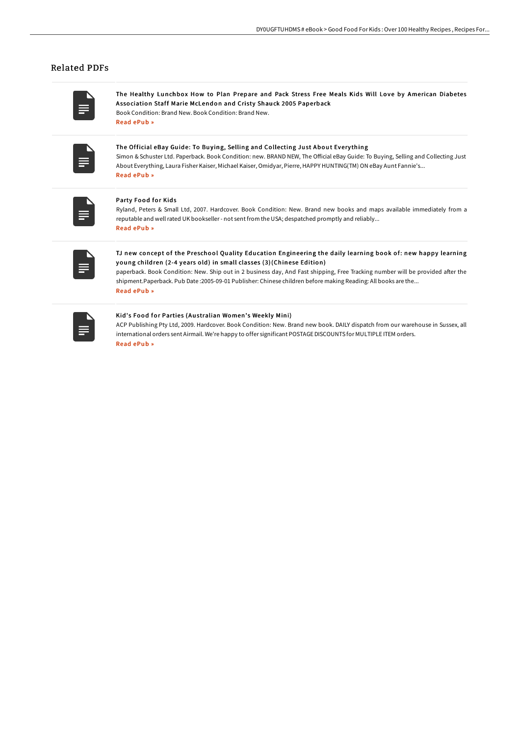## Related PDFs

**The Healthy Lunchbox How to Plan Prepare and Pack Stress Free Meals Kids Will Love by American Diabetes Association Staff Marie McLendon and Cristy Shauck 2005 Paperback**

Book Condition: Brand New. Book Condition: Brand New.

Read ePub »

**The Official eBay Guide: To Buying, Selling and Collecting Just About Everything**

Simon & Schuster Ltd. Paperback. Book Condition: new. BRAND NEW, The Official eBay Guide: To Buying, Selling and Collecting Just About Everything, Laura Fisher Kaiser, Michael Kaiser, Omidyar, Pierre, HAPPY HUNTING(TM) ON eBay Aunt Fannie's...

Read ePub »

**Party Food for Kids**

Ryland, Peters & Small Ltd, 2007. Hardcover. Book Condition: New. Brand new books and maps available immediately from a reputable and well rated UK bookseller - not sent from the USA; despatched promptly and reliably...

Read ePub »

**TJ new concept of the Preschool Quality Education Engineering the daily learning book of: new happy learning young children (2-4 years old) in small classes (3)(Chinese Edition)**

paperback. Book Condition: New. Ship out in 2 business day, And Fast shipping, Free Tracking number will be provided after the shipment.Paperback. Pub Date :2005-09-01 Publisher: Chinese children before making Reading: All books are the...

Read ePub »

**Kid's Food for Parties (Australian Women's Weekly Mini)**

ACP Publishing Pty Ltd, 2009. Hardcover. Book Condition: New. Brand new book. DAILY dispatch from our warehouse in Sussex, all international orders sent Airmail. We're happy to offer significant POSTAGE DISCOUNTS for MULTIPLE ITEM orders.

Read ePub »